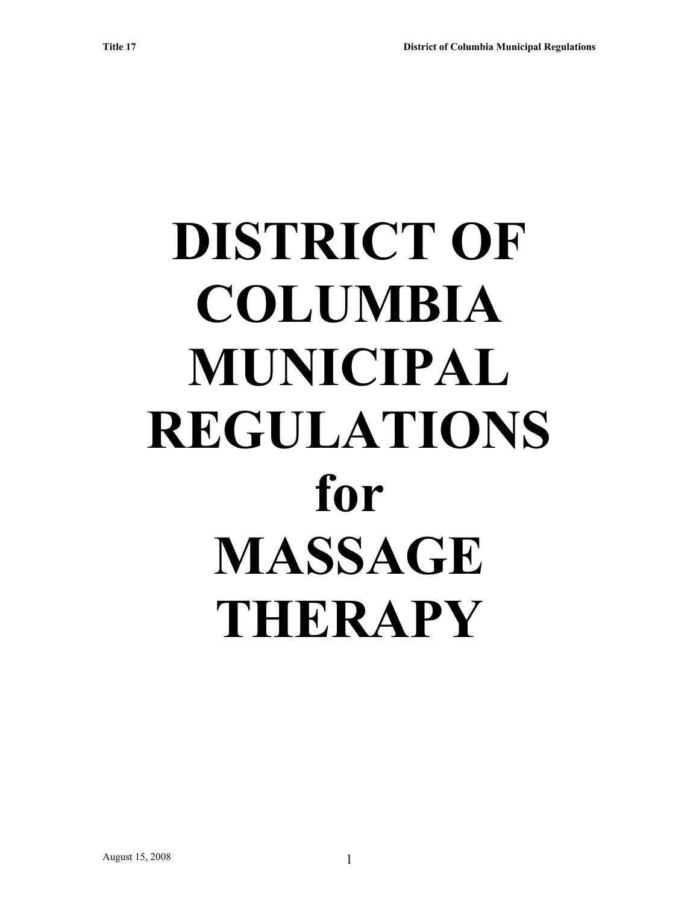# DISTRICT OF COLUMBIA MUNICIPAL REGULATIONS for MASSAGE THERAPY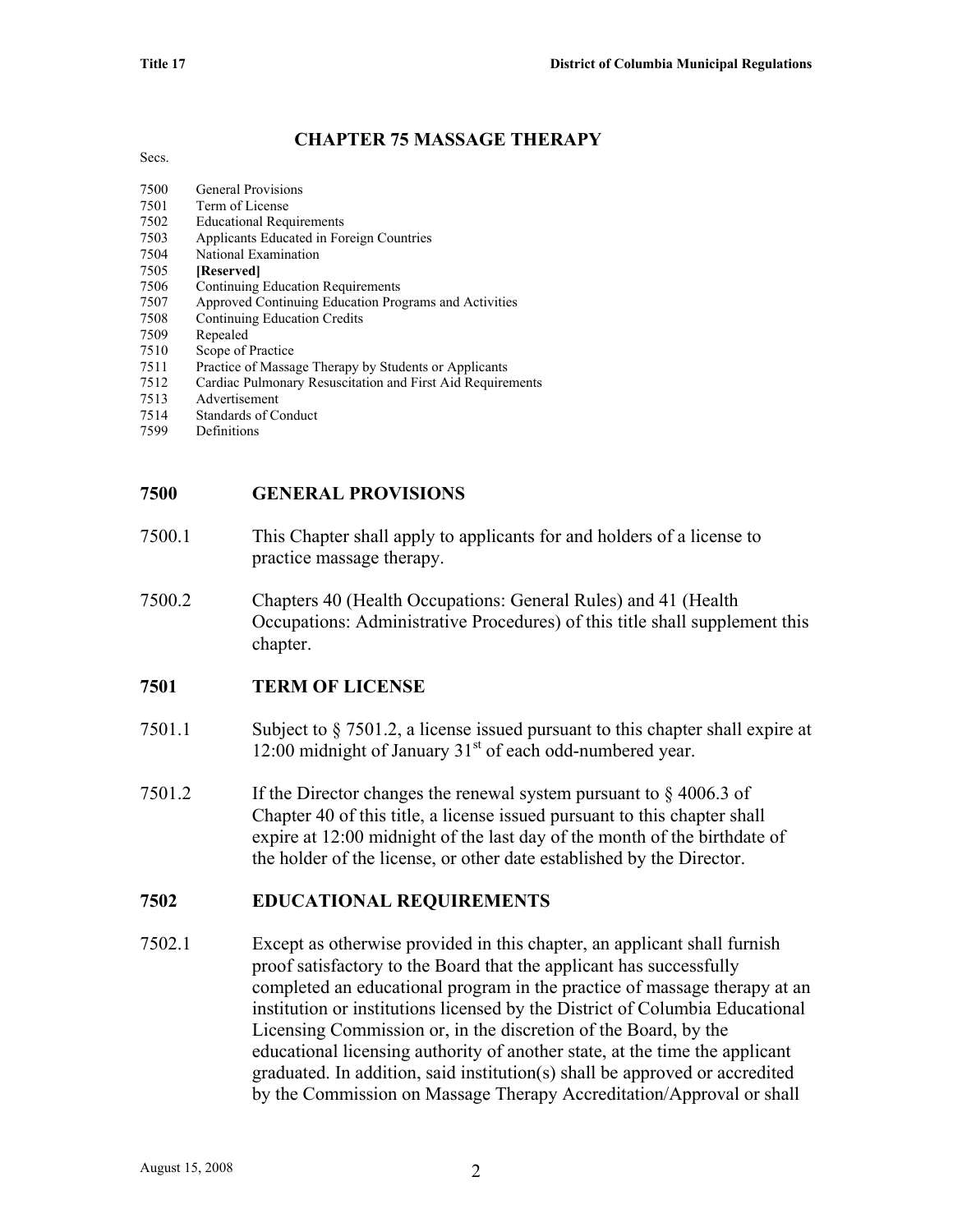# CHAPTER 75 MASSAGE THERAPY

Secs.

7500 General Provisions
7501 Term of License
7502 Educational Requirements
7503 Applicants Educated in Foreign Countries
7504 National Examination
7505 **[Reserved]**
7506 Continuing Education Requirements
7507 Approved Continuing Education Programs and Activities
7508 Continuing Education Credits
7509 Repealed
7510 Scope of Practice
7511 Practice of Massage Therapy by Students or Applicants
7512 Cardiac Pulmonary Resuscitation and First Aid Requirements
7513 Advertisement
7514 Standards of Conduct
7599 Definitions

## 7500 GENERAL PROVISIONS

7500.1 This Chapter shall apply to applicants for and holders of a license to practice massage therapy.

7500.2 Chapters 40 (Health Occupations: General Rules) and 41 (Health Occupations: Administrative Procedures) of this title shall supplement this chapter.

## 7501 TERM OF LICENSE

7501.1 Subject to § 7501.2, a license issued pursuant to this chapter shall expire at 12:00 midnight of January 31st of each odd-numbered year.

7501.2 If the Director changes the renewal system pursuant to § 4006.3 of Chapter 40 of this title, a license issued pursuant to this chapter shall expire at 12:00 midnight of the last day of the month of the birthdate of the holder of the license, or other date established by the Director.

## 7502 EDUCATIONAL REQUIREMENTS

7502.1 Except as otherwise provided in this chapter, an applicant shall furnish proof satisfactory to the Board that the applicant has successfully completed an educational program in the practice of massage therapy at an institution or institutions licensed by the District of Columbia Educational Licensing Commission or, in the discretion of the Board, by the educational licensing authority of another state, at the time the applicant graduated. In addition, said institution(s) shall be approved or accredited by the Commission on Massage Therapy Accreditation/Approval or shall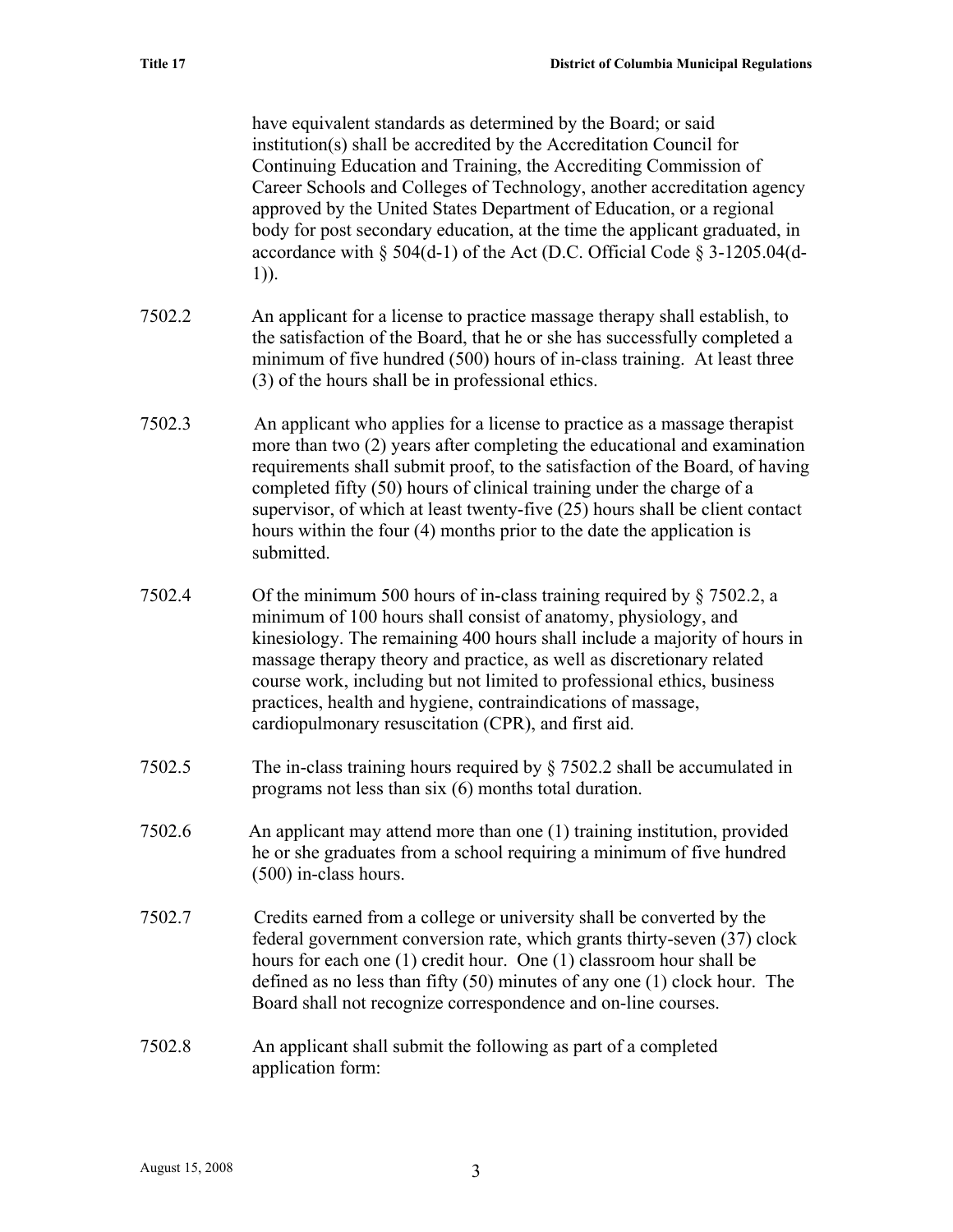have equivalent standards as determined by the Board; or said institution(s) shall be accredited by the Accreditation Council for Continuing Education and Training, the Accrediting Commission of Career Schools and Colleges of Technology, another accreditation agency approved by the United States Department of Education, or a regional body for post secondary education, at the time the applicant graduated, in accordance with § 504(d-1) of the Act (D.C. Official Code § 3-1205.04(d-1)).

7502.2 An applicant for a license to practice massage therapy shall establish, to the satisfaction of the Board, that he or she has successfully completed a minimum of five hundred (500) hours of in-class training. At least three (3) of the hours shall be in professional ethics.

7502.3 An applicant who applies for a license to practice as a massage therapist more than two (2) years after completing the educational and examination requirements shall submit proof, to the satisfaction of the Board, of having completed fifty (50) hours of clinical training under the charge of a supervisor, of which at least twenty-five (25) hours shall be client contact hours within the four (4) months prior to the date the application is submitted.

7502.4 Of the minimum 500 hours of in-class training required by § 7502.2, a minimum of 100 hours shall consist of anatomy, physiology, and kinesiology. The remaining 400 hours shall include a majority of hours in massage therapy theory and practice, as well as discretionary related course work, including but not limited to professional ethics, business practices, health and hygiene, contraindications of massage, cardiopulmonary resuscitation (CPR), and first aid.

7502.5 The in-class training hours required by § 7502.2 shall be accumulated in programs not less than six (6) months total duration.

7502.6 An applicant may attend more than one (1) training institution, provided he or she graduates from a school requiring a minimum of five hundred (500) in-class hours.

7502.7 Credits earned from a college or university shall be converted by the federal government conversion rate, which grants thirty-seven (37) clock hours for each one (1) credit hour. One (1) classroom hour shall be defined as no less than fifty (50) minutes of any one (1) clock hour. The Board shall not recognize correspondence and on-line courses.

7502.8 An applicant shall submit the following as part of a completed application form: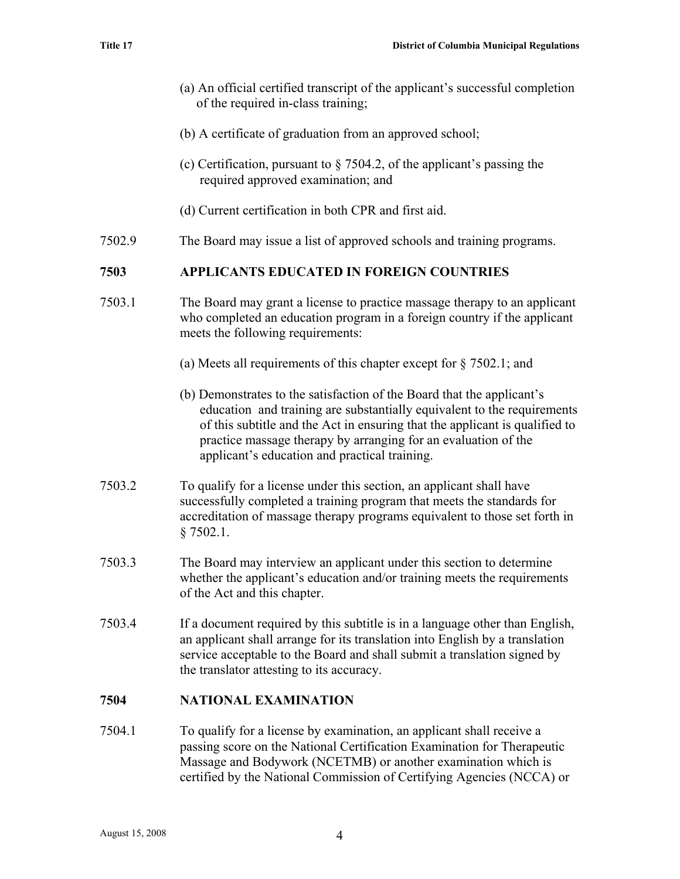(a) An official certified transcript of the applicant's successful completion of the required in-class training;

(b) A certificate of graduation from an approved school;

(c) Certification, pursuant to § 7504.2, of the applicant's passing the required approved examination; and

(d) Current certification in both CPR and first aid.

7502.9 The Board may issue a list of approved schools and training programs.

## 7503 APPLICANTS EDUCATED IN FOREIGN COUNTRIES

7503.1 The Board may grant a license to practice massage therapy to an applicant who completed an education program in a foreign country if the applicant meets the following requirements:

(a) Meets all requirements of this chapter except for § 7502.1; and

(b) Demonstrates to the satisfaction of the Board that the applicant's education and training are substantially equivalent to the requirements of this subtitle and the Act in ensuring that the applicant is qualified to practice massage therapy by arranging for an evaluation of the applicant's education and practical training.

7503.2 To qualify for a license under this section, an applicant shall have successfully completed a training program that meets the standards for accreditation of massage therapy programs equivalent to those set forth in § 7502.1.

7503.3 The Board may interview an applicant under this section to determine whether the applicant's education and/or training meets the requirements of the Act and this chapter.

7503.4 If a document required by this subtitle is in a language other than English, an applicant shall arrange for its translation into English by a translation service acceptable to the Board and shall submit a translation signed by the translator attesting to its accuracy.

## 7504 NATIONAL EXAMINATION

7504.1 To qualify for a license by examination, an applicant shall receive a passing score on the National Certification Examination for Therapeutic Massage and Bodywork (NCETMB) or another examination which is certified by the National Commission of Certifying Agencies (NCCA) or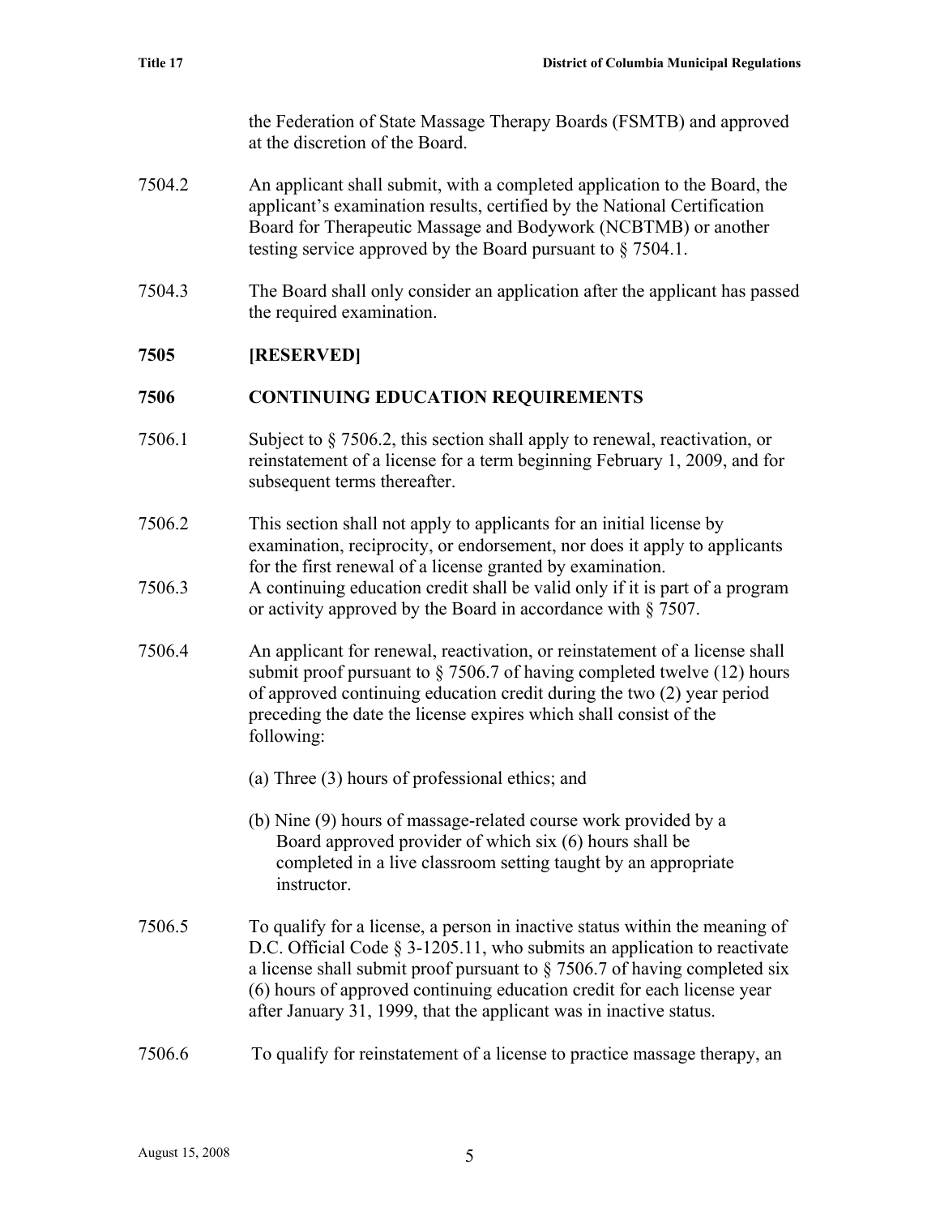the Federation of State Massage Therapy Boards (FSMTB) and approved at the discretion of the Board.

7504.2 An applicant shall submit, with a completed application to the Board, the applicant's examination results, certified by the National Certification Board for Therapeutic Massage and Bodywork (NCBTMB) or another testing service approved by the Board pursuant to § 7504.1.

7504.3 The Board shall only consider an application after the applicant has passed the required examination.

**7505 [RESERVED]**

**7506 CONTINUING EDUCATION REQUIREMENTS**

7506.1 Subject to § 7506.2, this section shall apply to renewal, reactivation, or reinstatement of a license for a term beginning February 1, 2009, and for subsequent terms thereafter.

7506.2 This section shall not apply to applicants for an initial license by examination, reciprocity, or endorsement, nor does it apply to applicants for the first renewal of a license granted by examination.

7506.3 A continuing education credit shall be valid only if it is part of a program or activity approved by the Board in accordance with § 7507.

7506.4 An applicant for renewal, reactivation, or reinstatement of a license shall submit proof pursuant to § 7506.7 of having completed twelve (12) hours of approved continuing education credit during the two (2) year period preceding the date the license expires which shall consist of the following:

(a) Three (3) hours of professional ethics; and

(b) Nine (9) hours of massage-related course work provided by a Board approved provider of which six (6) hours shall be completed in a live classroom setting taught by an appropriate instructor.

7506.5 To qualify for a license, a person in inactive status within the meaning of D.C. Official Code § 3-1205.11, who submits an application to reactivate a license shall submit proof pursuant to § 7506.7 of having completed six (6) hours of approved continuing education credit for each license year after January 31, 1999, that the applicant was in inactive status.

7506.6 To qualify for reinstatement of a license to practice massage therapy, an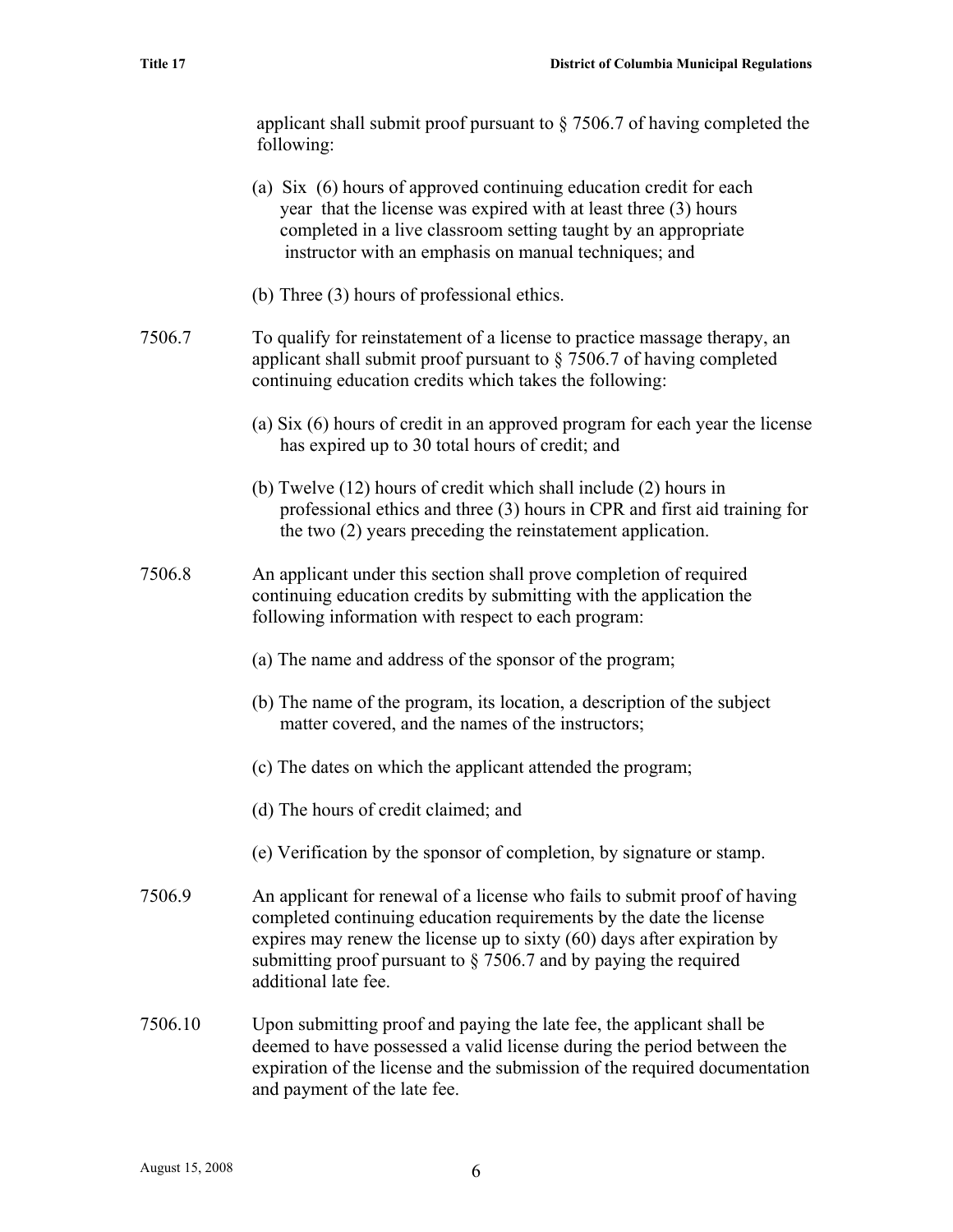applicant shall submit proof pursuant to § 7506.7 of having completed the following:

(a) Six (6) hours of approved continuing education credit for each year that the license was expired with at least three (3) hours completed in a live classroom setting taught by an appropriate instructor with an emphasis on manual techniques; and

(b) Three (3) hours of professional ethics.

7506.7 To qualify for reinstatement of a license to practice massage therapy, an applicant shall submit proof pursuant to § 7506.7 of having completed continuing education credits which takes the following:

(a) Six (6) hours of credit in an approved program for each year the license has expired up to 30 total hours of credit; and

(b) Twelve (12) hours of credit which shall include (2) hours in professional ethics and three (3) hours in CPR and first aid training for the two (2) years preceding the reinstatement application.

7506.8 An applicant under this section shall prove completion of required continuing education credits by submitting with the application the following information with respect to each program:

(a) The name and address of the sponsor of the program;

(b) The name of the program, its location, a description of the subject matter covered, and the names of the instructors;

(c) The dates on which the applicant attended the program;

(d) The hours of credit claimed; and

(e) Verification by the sponsor of completion, by signature or stamp.

7506.9 An applicant for renewal of a license who fails to submit proof of having completed continuing education requirements by the date the license expires may renew the license up to sixty (60) days after expiration by submitting proof pursuant to § 7506.7 and by paying the required additional late fee.

7506.10 Upon submitting proof and paying the late fee, the applicant shall be deemed to have possessed a valid license during the period between the expiration of the license and the submission of the required documentation and payment of the late fee.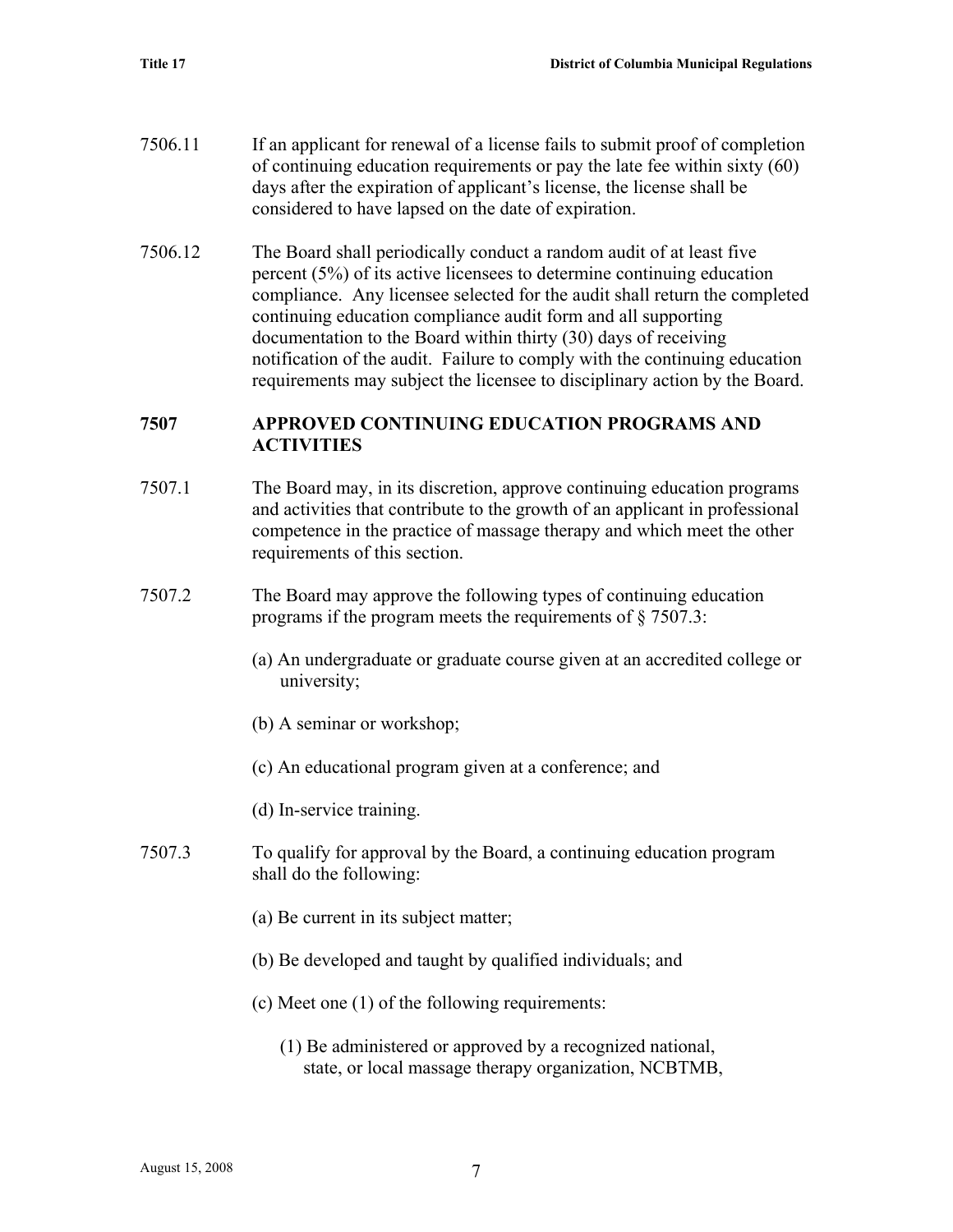7506.11 If an applicant for renewal of a license fails to submit proof of completion of continuing education requirements or pay the late fee within sixty (60) days after the expiration of applicant's license, the license shall be considered to have lapsed on the date of expiration.

7506.12 The Board shall periodically conduct a random audit of at least five percent (5%) of its active licensees to determine continuing education compliance. Any licensee selected for the audit shall return the completed continuing education compliance audit form and all supporting documentation to the Board within thirty (30) days of receiving notification of the audit. Failure to comply with the continuing education requirements may subject the licensee to disciplinary action by the Board.

## 7507 APPROVED CONTINUING EDUCATION PROGRAMS AND ACTIVITIES

7507.1 The Board may, in its discretion, approve continuing education programs and activities that contribute to the growth of an applicant in professional competence in the practice of massage therapy and which meet the other requirements of this section.

7507.2 The Board may approve the following types of continuing education programs if the program meets the requirements of § 7507.3:

(a) An undergraduate or graduate course given at an accredited college or university;

(b) A seminar or workshop;

(c) An educational program given at a conference; and

(d) In-service training.

7507.3 To qualify for approval by the Board, a continuing education program shall do the following:

(a) Be current in its subject matter;

(b) Be developed and taught by qualified individuals; and

(c) Meet one (1) of the following requirements:

(1) Be administered or approved by a recognized national, state, or local massage therapy organization, NCBTMB,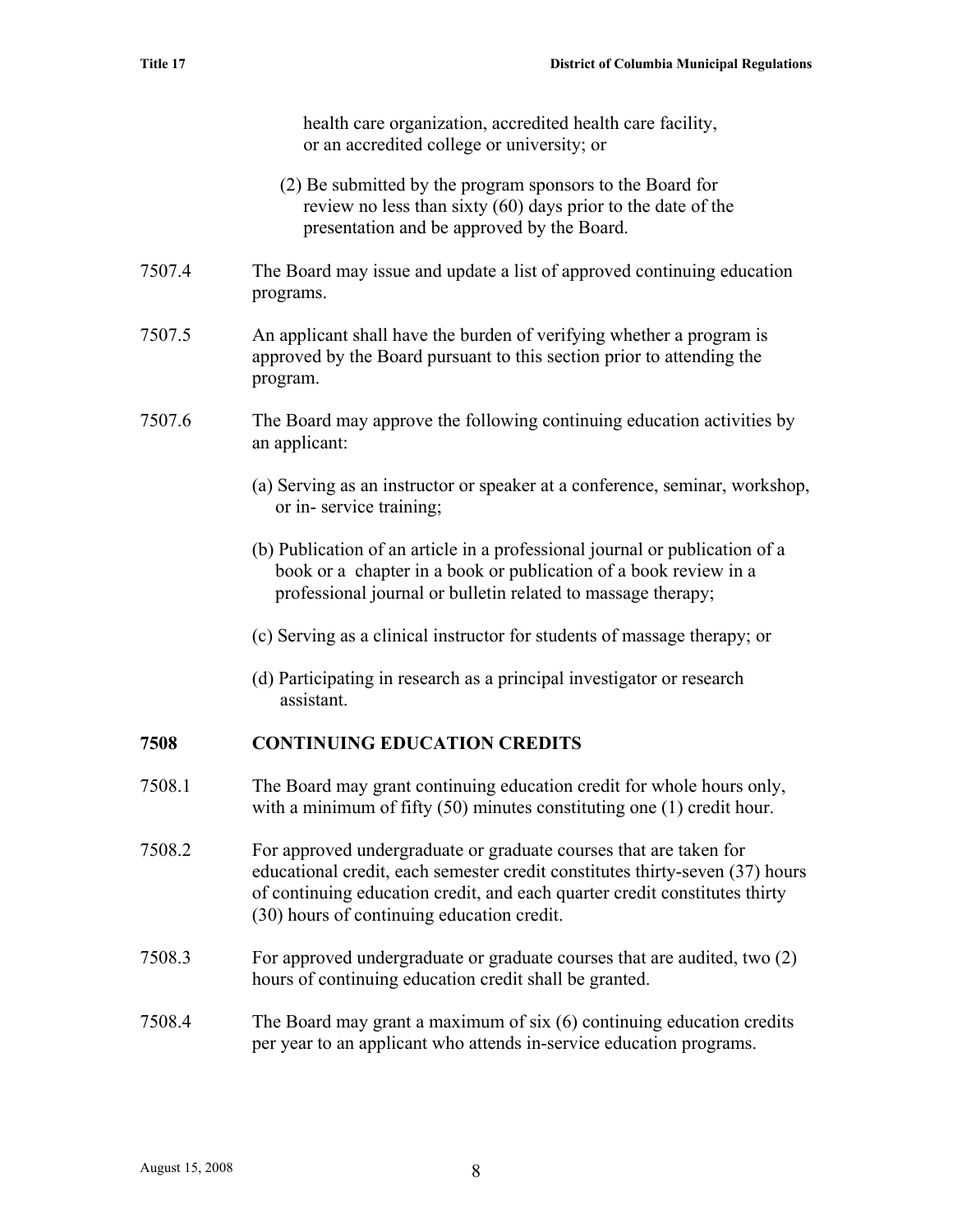health care organization, accredited health care facility, or an accredited college or university; or

(2) Be submitted by the program sponsors to the Board for review no less than sixty (60) days prior to the date of the presentation and be approved by the Board.

7507.4 The Board may issue and update a list of approved continuing education programs.

7507.5 An applicant shall have the burden of verifying whether a program is approved by the Board pursuant to this section prior to attending the program.

7507.6 The Board may approve the following continuing education activities by an applicant:

(a) Serving as an instructor or speaker at a conference, seminar, workshop, or in- service training;

(b) Publication of an article in a professional journal or publication of a book or a chapter in a book or publication of a book review in a professional journal or bulletin related to massage therapy;

(c) Serving as a clinical instructor for students of massage therapy; or

(d) Participating in research as a principal investigator or research assistant.

## 7508 CONTINUING EDUCATION CREDITS

7508.1 The Board may grant continuing education credit for whole hours only, with a minimum of fifty (50) minutes constituting one (1) credit hour.

7508.2 For approved undergraduate or graduate courses that are taken for educational credit, each semester credit constitutes thirty-seven (37) hours of continuing education credit, and each quarter credit constitutes thirty (30) hours of continuing education credit.

7508.3 For approved undergraduate or graduate courses that are audited, two (2) hours of continuing education credit shall be granted.

7508.4 The Board may grant a maximum of six (6) continuing education credits per year to an applicant who attends in-service education programs.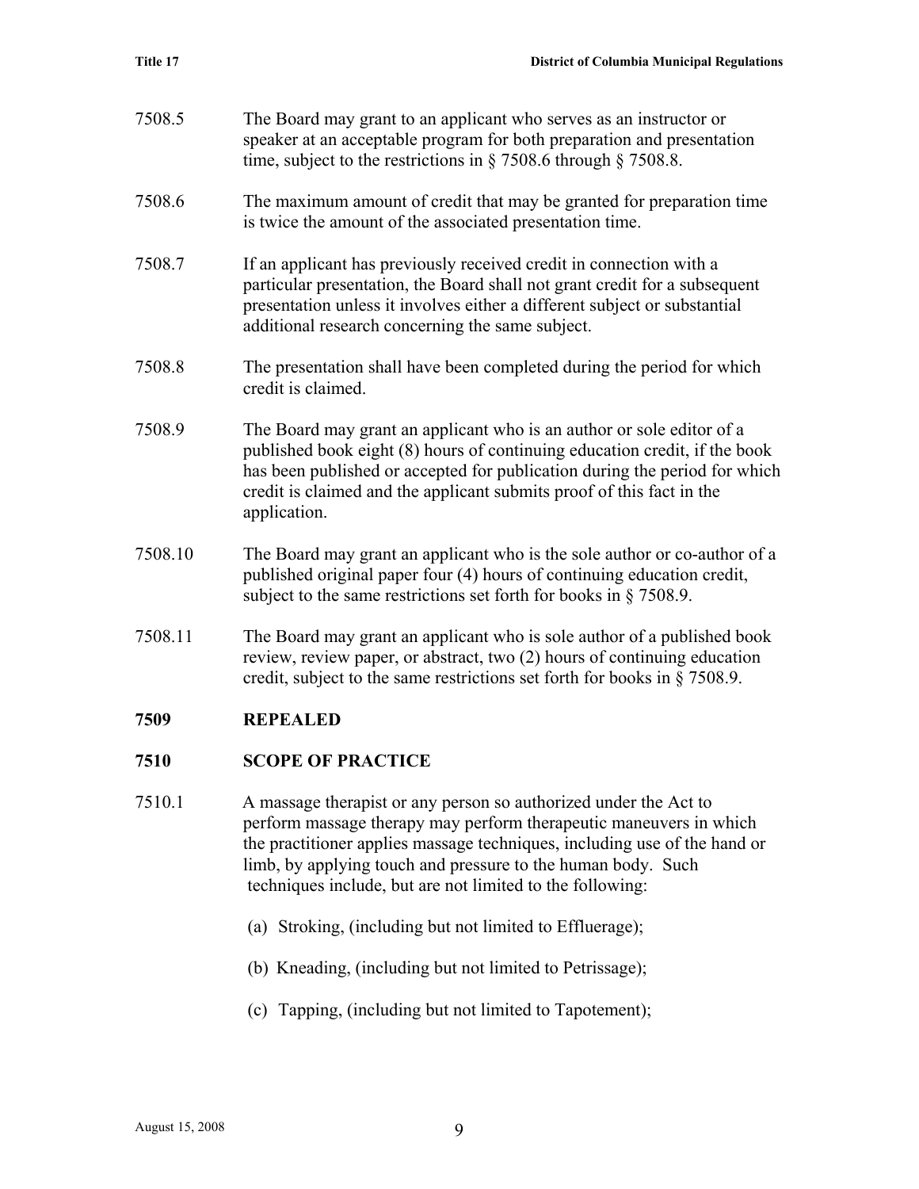7508.5 The Board may grant to an applicant who serves as an instructor or speaker at an acceptable program for both preparation and presentation time, subject to the restrictions in § 7508.6 through § 7508.8.

7508.6 The maximum amount of credit that may be granted for preparation time is twice the amount of the associated presentation time.

7508.7 If an applicant has previously received credit in connection with a particular presentation, the Board shall not grant credit for a subsequent presentation unless it involves either a different subject or substantial additional research concerning the same subject.

7508.8 The presentation shall have been completed during the period for which credit is claimed.

7508.9 The Board may grant an applicant who is an author or sole editor of a published book eight (8) hours of continuing education credit, if the book has been published or accepted for publication during the period for which credit is claimed and the applicant submits proof of this fact in the application.

7508.10 The Board may grant an applicant who is the sole author or co-author of a published original paper four (4) hours of continuing education credit, subject to the same restrictions set forth for books in § 7508.9.

7508.11 The Board may grant an applicant who is sole author of a published book review, review paper, or abstract, two (2) hours of continuing education credit, subject to the same restrictions set forth for books in § 7508.9.

## 7509 REPEALED

## 7510 SCOPE OF PRACTICE

7510.1 A massage therapist or any person so authorized under the Act to perform massage therapy may perform therapeutic maneuvers in which the practitioner applies massage techniques, including use of the hand or limb, by applying touch and pressure to the human body. Such techniques include, but are not limited to the following:

(a) Stroking, (including but not limited to Effluerage);

(b) Kneading, (including but not limited to Petrissage);

(c) Tapping, (including but not limited to Tapotement);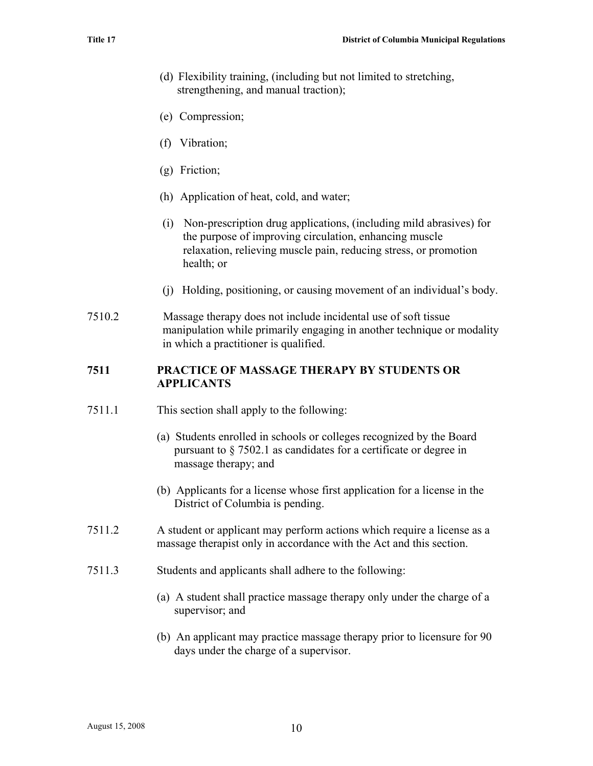(d) Flexibility training, (including but not limited to stretching, strengthening, and manual traction);

(e) Compression;

(f) Vibration;

(g) Friction;

(h) Application of heat, cold, and water;

(i) Non-prescription drug applications, (including mild abrasives) for the purpose of improving circulation, enhancing muscle relaxation, relieving muscle pain, reducing stress, or promotion health; or

(j) Holding, positioning, or causing movement of an individual's body.

7510.2 Massage therapy does not include incidental use of soft tissue manipulation while primarily engaging in another technique or modality in which a practitioner is qualified.

## 7511 PRACTICE OF MASSAGE THERAPY BY STUDENTS OR APPLICANTS

7511.1 This section shall apply to the following:

(a) Students enrolled in schools or colleges recognized by the Board pursuant to § 7502.1 as candidates for a certificate or degree in massage therapy; and

(b) Applicants for a license whose first application for a license in the District of Columbia is pending.

7511.2 A student or applicant may perform actions which require a license as a massage therapist only in accordance with the Act and this section.

7511.3 Students and applicants shall adhere to the following:

(a) A student shall practice massage therapy only under the charge of a supervisor; and

(b) An applicant may practice massage therapy prior to licensure for 90 days under the charge of a supervisor.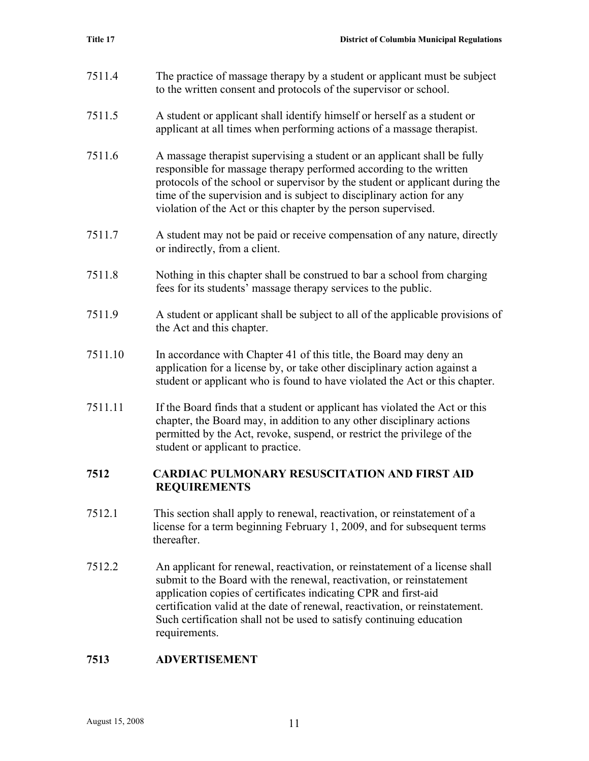7511.4 The practice of massage therapy by a student or applicant must be subject to the written consent and protocols of the supervisor or school.

7511.5 A student or applicant shall identify himself or herself as a student or applicant at all times when performing actions of a massage therapist.

7511.6 A massage therapist supervising a student or an applicant shall be fully responsible for massage therapy performed according to the written protocols of the school or supervisor by the student or applicant during the time of the supervision and is subject to disciplinary action for any violation of the Act or this chapter by the person supervised.

7511.7 A student may not be paid or receive compensation of any nature, directly or indirectly, from a client.

7511.8 Nothing in this chapter shall be construed to bar a school from charging fees for its students' massage therapy services to the public.

7511.9 A student or applicant shall be subject to all of the applicable provisions of the Act and this chapter.

7511.10 In accordance with Chapter 41 of this title, the Board may deny an application for a license by, or take other disciplinary action against a student or applicant who is found to have violated the Act or this chapter.

7511.11 If the Board finds that a student or applicant has violated the Act or this chapter, the Board may, in addition to any other disciplinary actions permitted by the Act, revoke, suspend, or restrict the privilege of the student or applicant to practice.

## 7512 CARDIAC PULMONARY RESUSCITATION AND FIRST AID REQUIREMENTS

7512.1 This section shall apply to renewal, reactivation, or reinstatement of a license for a term beginning February 1, 2009, and for subsequent terms thereafter.

7512.2 An applicant for renewal, reactivation, or reinstatement of a license shall submit to the Board with the renewal, reactivation, or reinstatement application copies of certificates indicating CPR and first-aid certification valid at the date of renewal, reactivation, or reinstatement. Such certification shall not be used to satisfy continuing education requirements.

## 7513 ADVERTISEMENT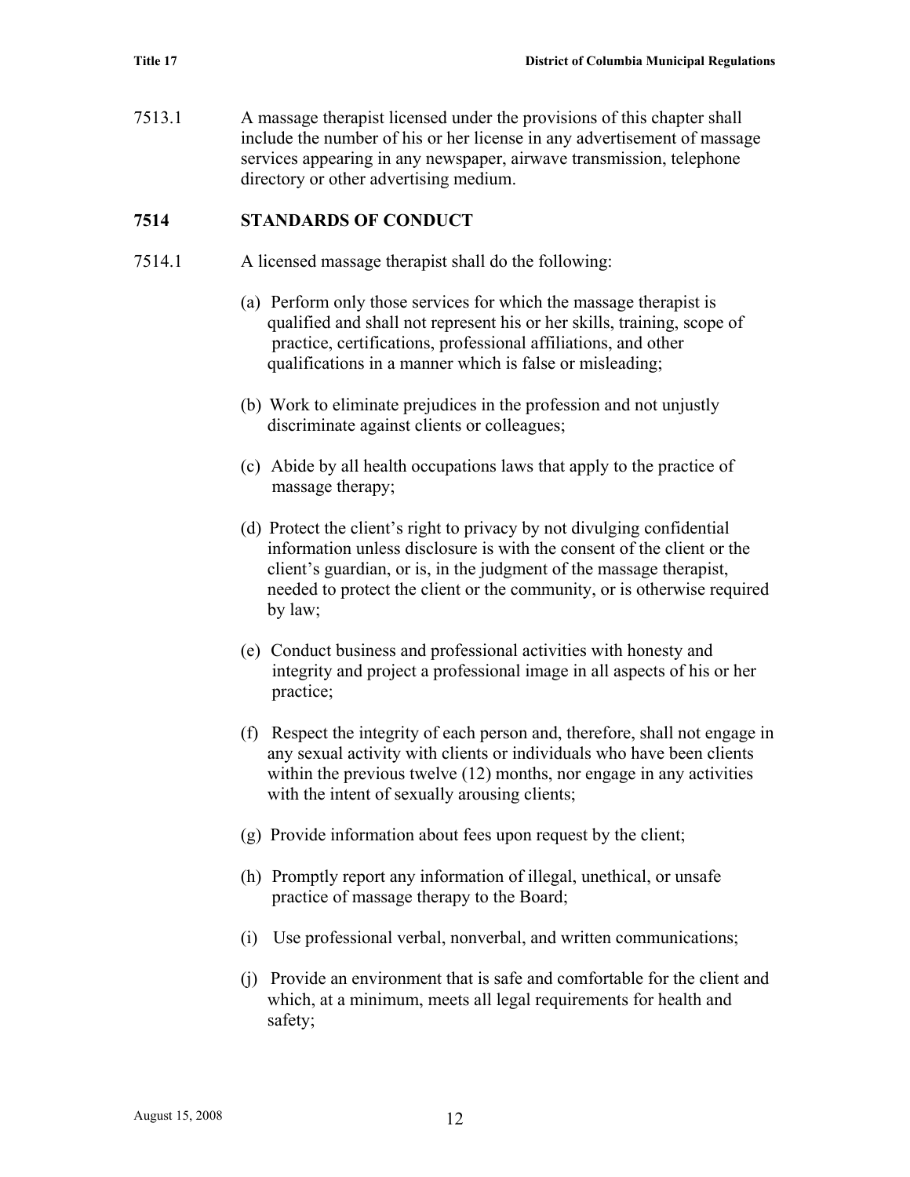7513.1 A massage therapist licensed under the provisions of this chapter shall include the number of his or her license in any advertisement of massage services appearing in any newspaper, airwave transmission, telephone directory or other advertising medium.

## 7514 STANDARDS OF CONDUCT

7514.1 A licensed massage therapist shall do the following:

(a) Perform only those services for which the massage therapist is qualified and shall not represent his or her skills, training, scope of practice, certifications, professional affiliations, and other qualifications in a manner which is false or misleading;

(b) Work to eliminate prejudices in the profession and not unjustly discriminate against clients or colleagues;

(c) Abide by all health occupations laws that apply to the practice of massage therapy;

(d) Protect the client's right to privacy by not divulging confidential information unless disclosure is with the consent of the client or the client's guardian, or is, in the judgment of the massage therapist, needed to protect the client or the community, or is otherwise required by law;

(e) Conduct business and professional activities with honesty and integrity and project a professional image in all aspects of his or her practice;

(f) Respect the integrity of each person and, therefore, shall not engage in any sexual activity with clients or individuals who have been clients within the previous twelve (12) months, nor engage in any activities with the intent of sexually arousing clients;

(g) Provide information about fees upon request by the client;

(h) Promptly report any information of illegal, unethical, or unsafe practice of massage therapy to the Board;

(i) Use professional verbal, nonverbal, and written communications;

(j) Provide an environment that is safe and comfortable for the client and which, at a minimum, meets all legal requirements for health and safety;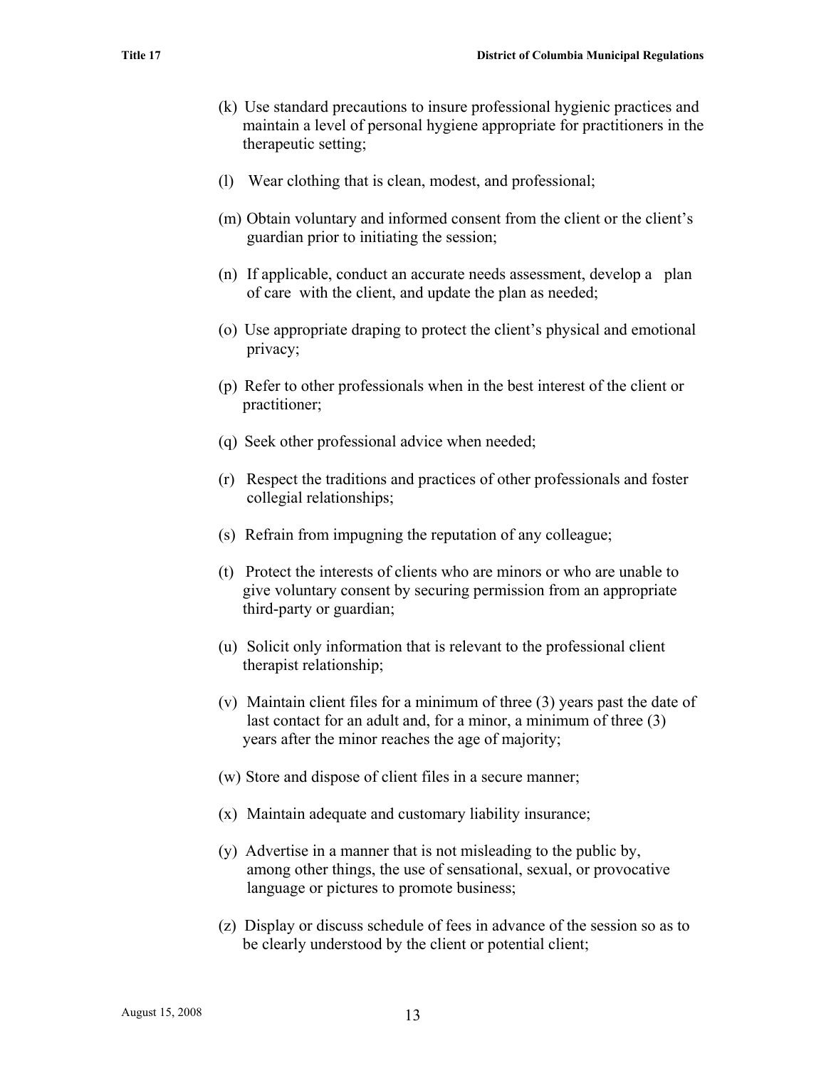(k) Use standard precautions to insure professional hygienic practices and maintain a level of personal hygiene appropriate for practitioners in the therapeutic setting;

(l) Wear clothing that is clean, modest, and professional;

(m) Obtain voluntary and informed consent from the client or the client's guardian prior to initiating the session;

(n) If applicable, conduct an accurate needs assessment, develop a plan of care with the client, and update the plan as needed;

(o) Use appropriate draping to protect the client's physical and emotional privacy;

(p) Refer to other professionals when in the best interest of the client or practitioner;

(q) Seek other professional advice when needed;

(r) Respect the traditions and practices of other professionals and foster collegial relationships;

(s) Refrain from impugning the reputation of any colleague;

(t) Protect the interests of clients who are minors or who are unable to give voluntary consent by securing permission from an appropriate third-party or guardian;

(u) Solicit only information that is relevant to the professional client therapist relationship;

(v) Maintain client files for a minimum of three (3) years past the date of last contact for an adult and, for a minor, a minimum of three (3) years after the minor reaches the age of majority;

(w) Store and dispose of client files in a secure manner;

(x) Maintain adequate and customary liability insurance;

(y) Advertise in a manner that is not misleading to the public by, among other things, the use of sensational, sexual, or provocative language or pictures to promote business;

(z) Display or discuss schedule of fees in advance of the session so as to be clearly understood by the client or potential client;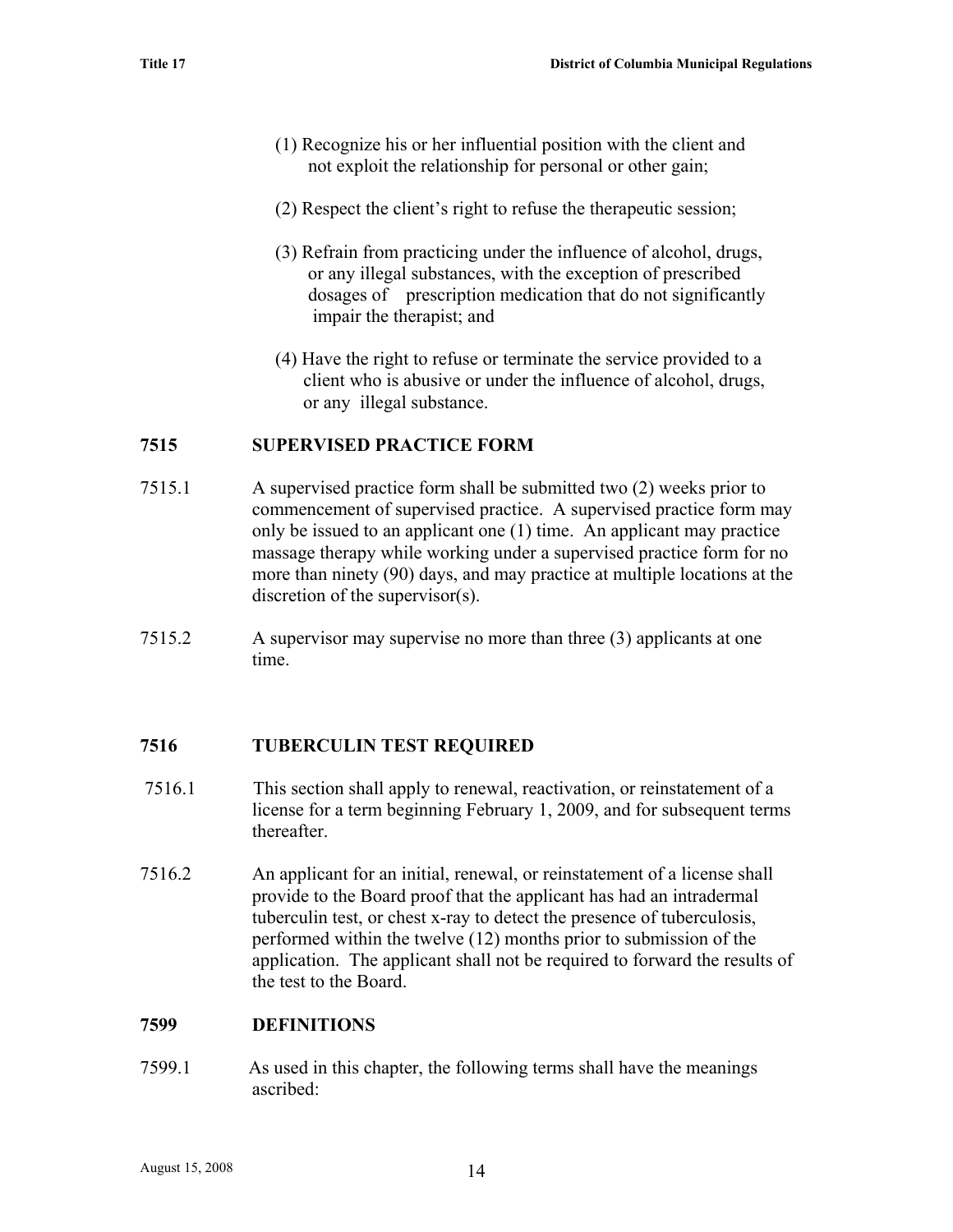(1) Recognize his or her influential position with the client and not exploit the relationship for personal or other gain;

(2) Respect the client's right to refuse the therapeutic session;

(3) Refrain from practicing under the influence of alcohol, drugs, or any illegal substances, with the exception of prescribed dosages of prescription medication that do not significantly impair the therapist; and

(4) Have the right to refuse or terminate the service provided to a client who is abusive or under the influence of alcohol, drugs, or any illegal substance.

## 7515 SUPERVISED PRACTICE FORM

7515.1 A supervised practice form shall be submitted two (2) weeks prior to commencement of supervised practice. A supervised practice form may only be issued to an applicant one (1) time. An applicant may practice massage therapy while working under a supervised practice form for no more than ninety (90) days, and may practice at multiple locations at the discretion of the supervisor(s).

7515.2 A supervisor may supervise no more than three (3) applicants at one time.

## 7516 TUBERCULIN TEST REQUIRED

7516.1 This section shall apply to renewal, reactivation, or reinstatement of a license for a term beginning February 1, 2009, and for subsequent terms thereafter.

7516.2 An applicant for an initial, renewal, or reinstatement of a license shall provide to the Board proof that the applicant has had an intradermal tuberculin test, or chest x-ray to detect the presence of tuberculosis, performed within the twelve (12) months prior to submission of the application. The applicant shall not be required to forward the results of the test to the Board.

## 7599 DEFINITIONS

7599.1 As used in this chapter, the following terms shall have the meanings ascribed: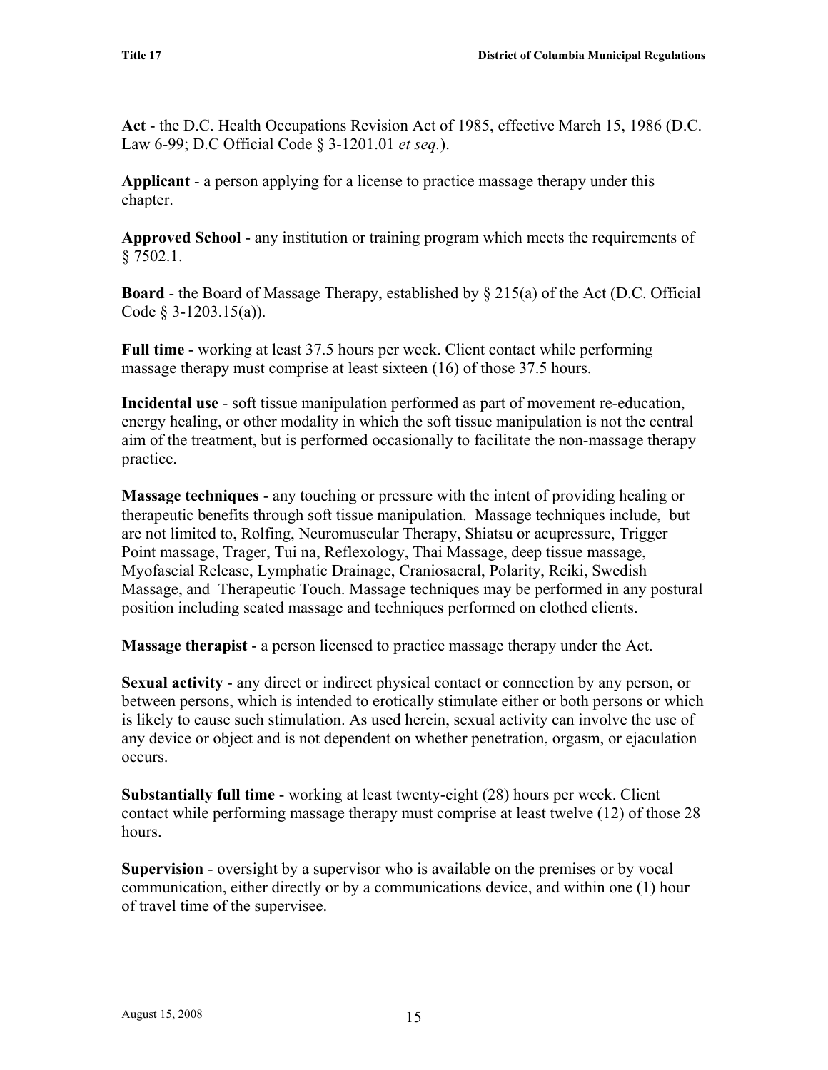**Act** - the D.C. Health Occupations Revision Act of 1985, effective March 15, 1986 (D.C. Law 6-99; D.C Official Code § 3-1201.01 *et seq.*).

**Applicant** - a person applying for a license to practice massage therapy under this chapter.

**Approved School** - any institution or training program which meets the requirements of § 7502.1.

**Board** - the Board of Massage Therapy, established by § 215(a) of the Act (D.C. Official Code § 3-1203.15(a)).

**Full time** - working at least 37.5 hours per week. Client contact while performing massage therapy must comprise at least sixteen (16) of those 37.5 hours.

**Incidental use** - soft tissue manipulation performed as part of movement re-education, energy healing, or other modality in which the soft tissue manipulation is not the central aim of the treatment, but is performed occasionally to facilitate the non-massage therapy practice.

**Massage techniques** - any touching or pressure with the intent of providing healing or therapeutic benefits through soft tissue manipulation. Massage techniques include, but are not limited to, Rolfing, Neuromuscular Therapy, Shiatsu or acupressure, Trigger Point massage, Trager, Tui na, Reflexology, Thai Massage, deep tissue massage, Myofascial Release, Lymphatic Drainage, Craniosacral, Polarity, Reiki, Swedish Massage, and Therapeutic Touch. Massage techniques may be performed in any postural position including seated massage and techniques performed on clothed clients.

**Massage therapist** - a person licensed to practice massage therapy under the Act.

**Sexual activity** - any direct or indirect physical contact or connection by any person, or between persons, which is intended to erotically stimulate either or both persons or which is likely to cause such stimulation. As used herein, sexual activity can involve the use of any device or object and is not dependent on whether penetration, orgasm, or ejaculation occurs.

**Substantially full time** - working at least twenty-eight (28) hours per week. Client contact while performing massage therapy must comprise at least twelve (12) of those 28 hours.

**Supervision** - oversight by a supervisor who is available on the premises or by vocal communication, either directly or by a communications device, and within one (1) hour of travel time of the supervisee.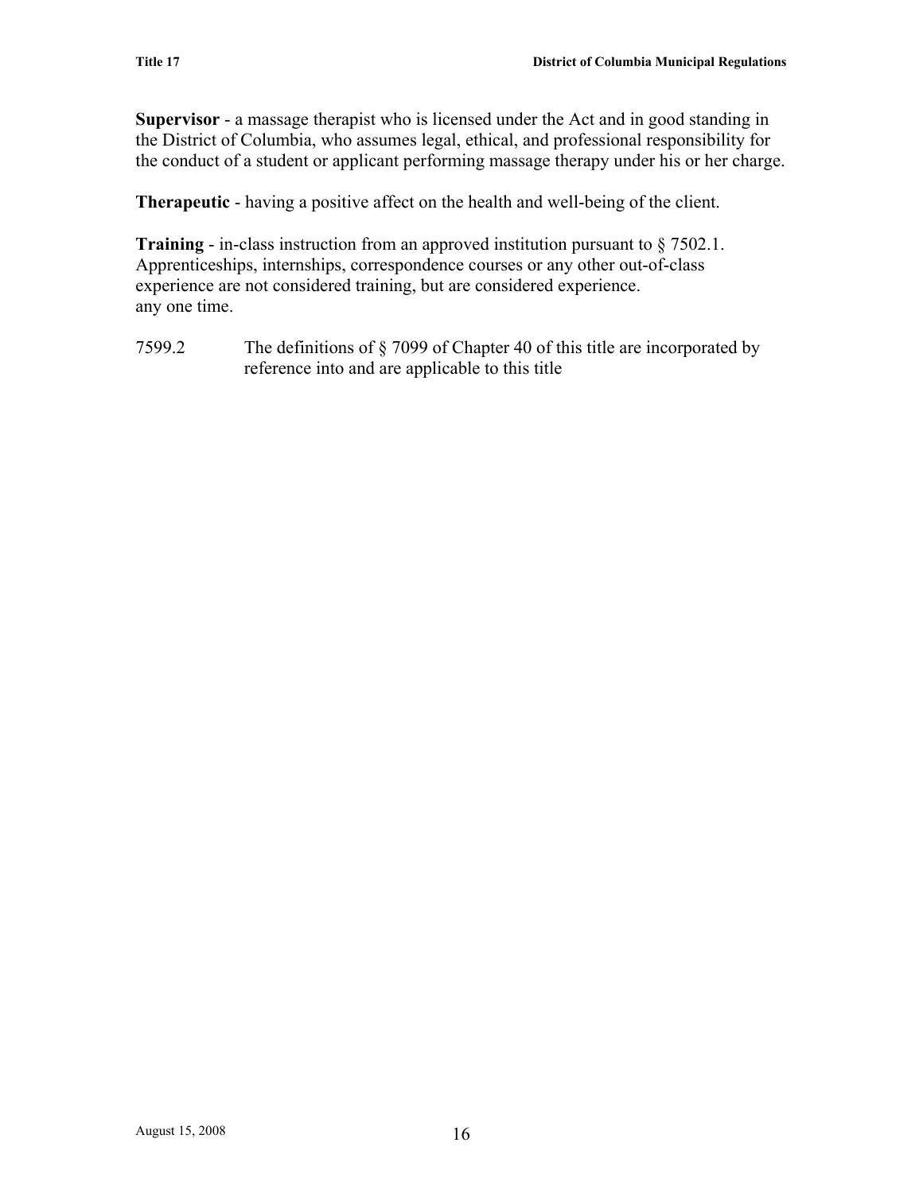**Supervisor** - a massage therapist who is licensed under the Act and in good standing in the District of Columbia, who assumes legal, ethical, and professional responsibility for the conduct of a student or applicant performing massage therapy under his or her charge.

**Therapeutic** - having a positive affect on the health and well-being of the client.

**Training** - in-class instruction from an approved institution pursuant to § 7502.1. Apprenticeships, internships, correspondence courses or any other out-of-class experience are not considered training, but are considered experience.
any one time.

7599.2 The definitions of § 7099 of Chapter 40 of this title are incorporated by reference into and are applicable to this title